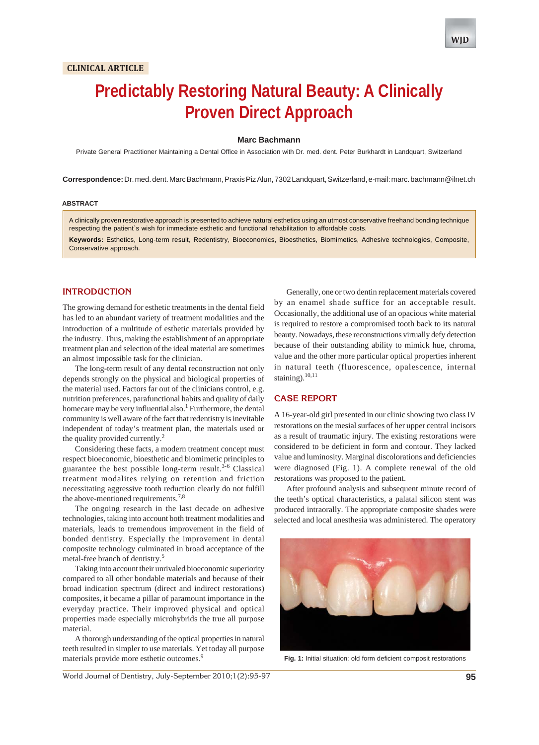CLINICAL ARTICLE

# Predictably Restoring Natural Beauty: A Clinically Proven Direct Approach

**Marc Bachmann**

Private General Practitioner Maintaining a Dental Office in Association with Dr. med. dent. Peter Burkhardt in Landquart, Switzerland

**Correspondence:** Dr. med. dent. Marc Bachmann, Praxis Piz Alun, 7302 Landquart, Switzerland, e-mail: marc. bachmann@ilnet.ch

## ABSTRACT

A clinically proven restorative approach is presented to achieve natural esthetics using an utmost conservative freehand bonding technique respecting the patient`s wish for immediate esthetic and functional rehabilitation to affordable costs.

**Keywords:** Esthetics, Long-term result, Redentistry, Bioeconomics, Bioesthetics, Biomimetics, Adhesive technologies, Composite, Conservative approach.

## INTRODUCTION

The growing demand for esthetic treatments in the dental field has led to an abundant variety of treatment modalities and the introduction of a multitude of esthetic materials provided by the industry. Thus, making the establishment of an appropriate treatment plan and selection of the ideal material are sometimes an almost impossible task for the clinician.

The long-term result of any dental reconstruction not only depends strongly on the physical and biological properties of the material used. Factors far out of the clinicians control, e.g. nutrition preferences, parafunctional habits and quality of daily homecare may be very influential also.[1] Furthermore, the dental community is well aware of the fact that redentistry is inevitable independent of today's treatment plan, the materials used or the quality provided currently.[2]

Considering these facts, a modern treatment concept must respect bioeconomic, bioesthetic and biomimetic principles to guarantee the best possible long-term result.[3-6] Classical treatment modalites relying on retention and friction necessitating aggressive tooth reduction clearly do not fulfill the above-mentioned requirements.[7,8]

The ongoing research in the last decade on adhesive technologies, taking into account both treatment modalities and materials, leads to tremendous improvement in the field of bonded dentistry. Especially the improvement in dental composite technology culminated in broad acceptance of the metal-free branch of dentistry.[5]

Taking into account their unrivaled bioeconomic superiority compared to all other bondable materials and because of their broad indication spectrum (direct and indirect restorations) composites, it became a pillar of paramount importance in the everyday practice. Their improved physical and optical properties made especially microhybrids the true all purpose material.

A thorough understanding of the optical properties in natural teeth resulted in simpler to use materials. Yet today all purpose materials provide more esthetic outcomes.[9]

Generally, one or two dentin replacement materials covered by an enamel shade suffice for an acceptable result. Occasionally, the additional use of an opacious white material is required to restore a compromised tooth back to its natural beauty. Nowadays, these reconstructions virtually defy detection because of their outstanding ability to mimick hue, chroma, value and the other more particular optical properties inherent in natural teeth (fluorescence, opalescence, internal staining).[10,11]

## CASE REPORT

A 16-year-old girl presented in our clinic showing two class IV restorations on the mesial surfaces of her upper central incisors as a result of traumatic injury. The existing restorations were considered to be deficient in form and contour. They lacked value and luminosity. Marginal discolorations and deficiencies were diagnosed (Fig. 1). A complete renewal of the old restorations was proposed to the patient.

After profound analysis and subsequent minute record of the teeth's optical characteristics, a palatal silicon stent was produced intraorally. The appropriate composite shades were selected and local anesthesia was administered. The operatory

**Fig. 1:** Initial situation: old form deficient composit restorations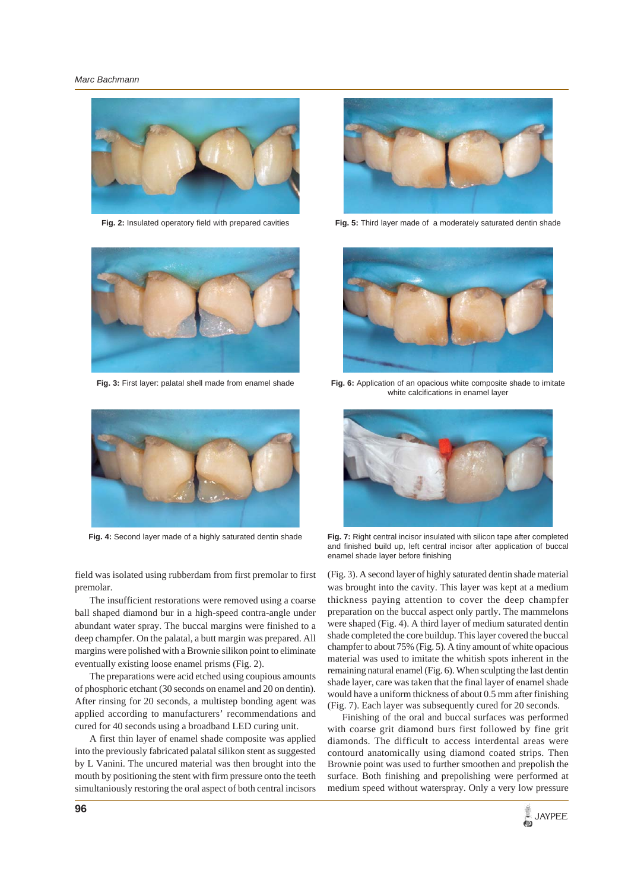Fig. 2: Insulated operatory field with prepared cavities

Fig. 5: Third layer made of a moderately saturated dentin shade

Fig. 3: First layer: palatal shell made from enamel shade

Fig. 6: Application of an opacious white composite shade to imitate white calcifications in enamel layer

Fig. 4: Second layer made of a highly saturated dentin shade

Fig. 7: Right central incisor insulated with silicon tape after completed and finished build up, left central incisor after application of buccal enamel shade layer before finishing

field was isolated using rubberdam from first premolar to first premolar.

The insufficient restorations were removed using a coarse ball shaped diamond bur in a high-speed contra-angle under abundant water spray. The buccal margins were finished to a deep champfer. On the palatal, a butt margin was prepared. All margins were polished with a Brownie silikon point to eliminate eventually existing loose enamel prisms (Fig. 2).

The preparations were acid etched using coupious amounts of phosphoric etchant (30 seconds on enamel and 20 on dentin). After rinsing for 20 seconds, a multistep bonding agent was applied according to manufacturers' recommendations and cured for 40 seconds using a broadband LED curing unit.

A first thin layer of enamel shade composite was applied into the previously fabricated palatal silikon stent as suggested by L Vanini. The uncured material was then brought into the mouth by positioning the stent with firm pressure onto the teeth simultaniously restoring the oral aspect of both central incisors (Fig. 3). A second layer of highly saturated dentin shade material was brought into the cavity. This layer was kept at a medium thickness paying attention to cover the deep champfer preparation on the buccal aspect only partly. The mammelons were shaped (Fig. 4). A third layer of medium saturated dentin shade completed the core buildup. This layer covered the buccal champfer to about 75% (Fig. 5). A tiny amount of white opacious material was used to imitate the whitish spots inherent in the remaining natural enamel (Fig. 6). When sculpting the last dentin shade layer, care was taken that the final layer of enamel shade would have a uniform thickness of about 0.5 mm after finishing (Fig. 7). Each layer was subsequently cured for 20 seconds.

Finishing of the oral and buccal surfaces was performed with coarse grit diamond burs first followed by fine grit diamonds. The difficult to access interdental areas were contourd anatomically using diamond coated strips. Then Brownie point was used to further smoothen and prepolish the surface. Both finishing and prepolishing were performed at medium speed without waterspray. Only a very low pressure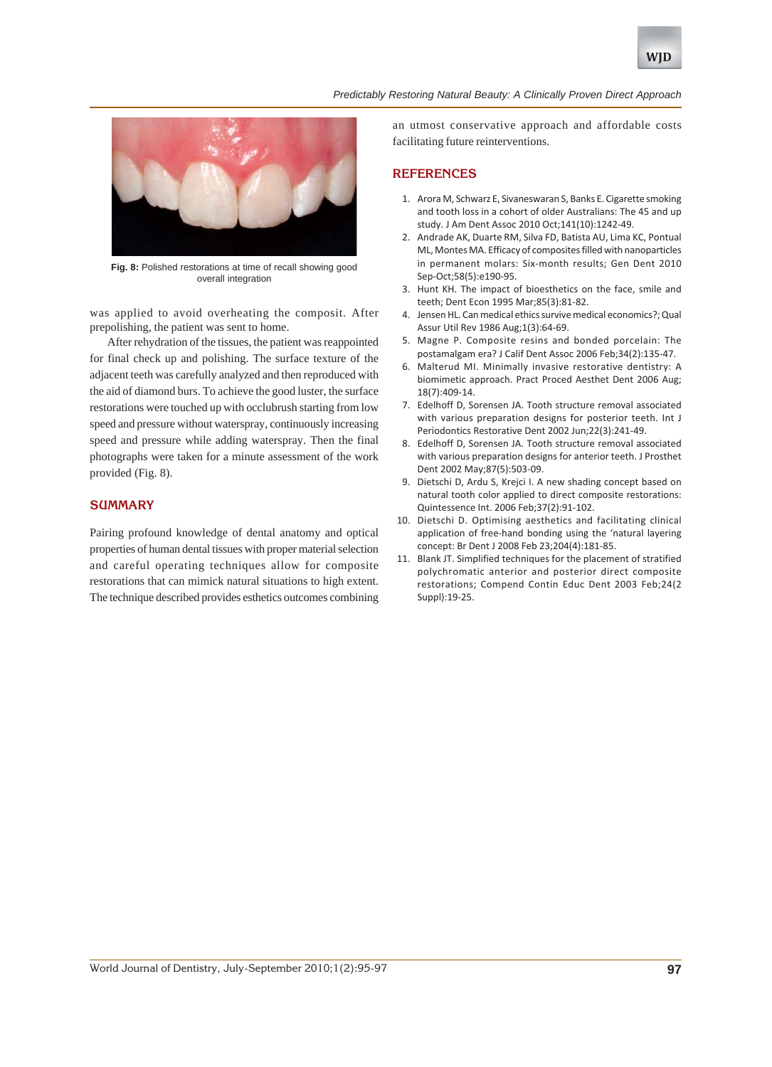Fig. 8: Polished restorations at time of recall showing good overall integration

was applied to avoid overheating the composit. After prepolishing, the patient was sent to home.

After rehydration of the tissues, the patient was reappointed for final check up and polishing. The surface texture of the adjacent teeth was carefully analyzed and then reproduced with the aid of diamond burs. To achieve the good luster, the surface restorations were touched up with occlubrush starting from low speed and pressure without waterspray, continuously increasing speed and pressure while adding waterspray. Then the final photographs were taken for a minute assessment of the work provided (Fig. 8).

## SUMMARY

Pairing profound knowledge of dental anatomy and optical properties of human dental tissues with proper material selection and careful operating techniques allow for composite restorations that can mimick natural situations to high extent. The technique described provides esthetics outcomes combining an utmost conservative approach and affordable costs facilitating future reinterventions.

## REFERENCES

1. Arora M, Schwarz E, Sivaneswaran S, Banks E. Cigarette smoking and tooth loss in a cohort of older Australians: The 45 and up study. J Am Dent Assoc 2010 Oct;141(10):1242-49.
2. Andrade AK, Duarte RM, Silva FD, Batista AU, Lima KC, Pontual ML, Montes MA. Efficacy of composites filled with nanoparticles in permanent molars: Six-month results; Gen Dent 2010 Sep-Oct;58(5):e190-95.
3. Hunt KH. The impact of bioesthetics on the face, smile and teeth; Dent Econ 1995 Mar;85(3):81-82.
4. Jensen HL. Can medical ethics survive medical economics?; Qual Assur Util Rev 1986 Aug;1(3):64-69.
5. Magne P. Composite resins and bonded porcelain: The postamalgam era? J Calif Dent Assoc 2006 Feb;34(2):135-47.
6. Malterud MI. Minimally invasive restorative dentistry: A biomimetic approach. Pract Proced Aesthet Dent 2006 Aug; 18(7):409-14.
7. Edelhoff D, Sorensen JA. Tooth structure removal associated with various preparation designs for posterior teeth. Int J Periodontics Restorative Dent 2002 Jun;22(3):241-49.
8. Edelhoff D, Sorensen JA. Tooth structure removal associated with various preparation designs for anterior teeth. J Prosthet Dent 2002 May;87(5):503-09.
9. Dietschi D, Ardu S, Krejci I. A new shading concept based on natural tooth color applied to direct composite restorations: Quintessence Int. 2006 Feb;37(2):91-102.
10. Dietschi D. Optimising aesthetics and facilitating clinical application of free-hand bonding using the 'natural layering concept: Br Dent J 2008 Feb 23;204(4):181-85.
11. Blank JT. Simplified techniques for the placement of stratified polychromatic anterior and posterior direct composite restorations; Compend Contin Educ Dent 2003 Feb;24(2 Suppl):19-25.